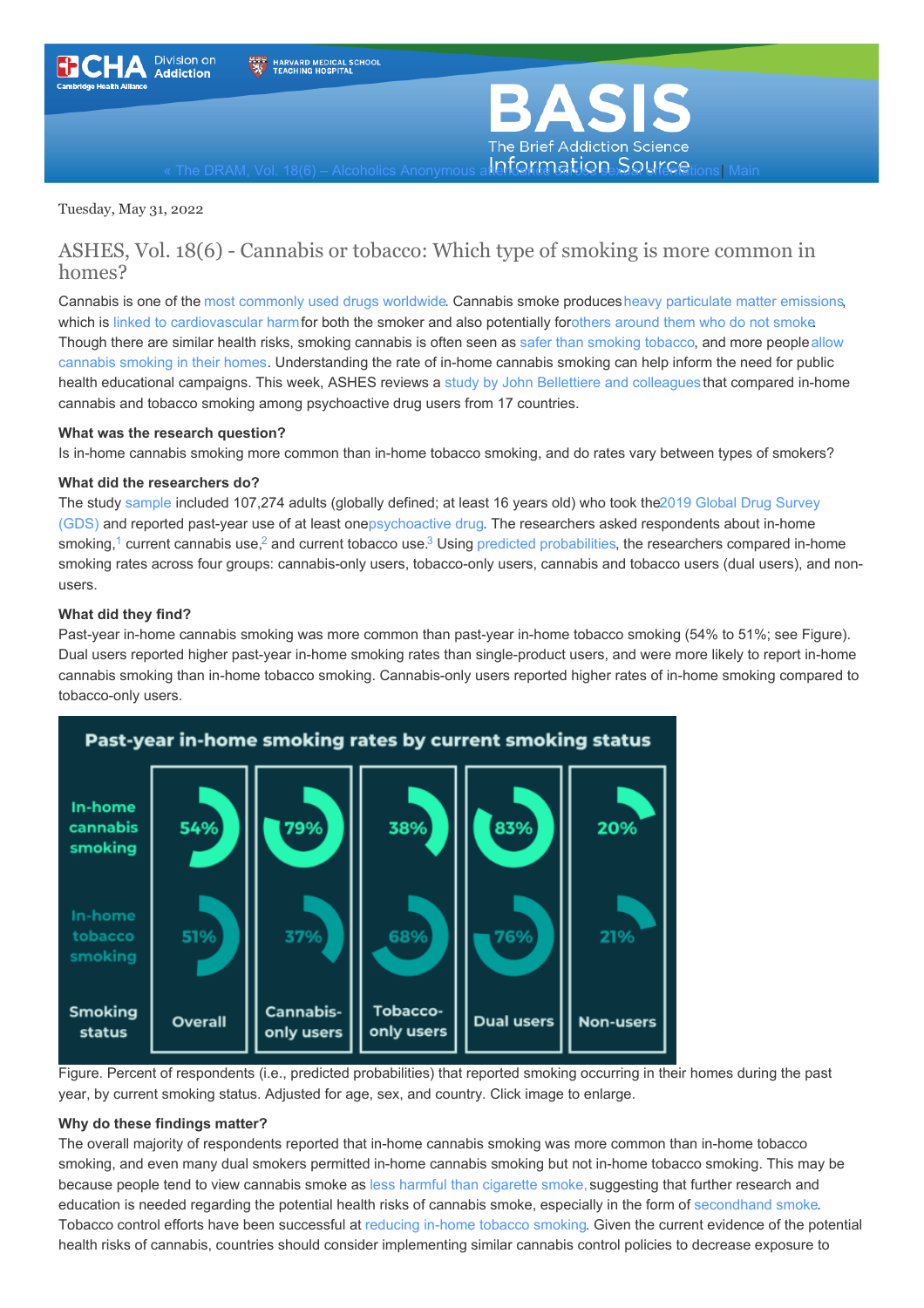« The DRAM, Vol. 18(6) – Alcoholics Anonymous attendance across sexual orientations | Main

Tuesday, May 31, 2022

## ASHES, Vol. 18(6) - Cannabis or tobacco: Which type of smoking is more common in homes?

Cannabis is one of the most commonly used drugs worldwide. Cannabis smoke produces heavy particulate matter emissions, which is linked to cardiovascular harm for both the smoker and also potentially for others around them who do not smoke. Though there are similar health risks, smoking cannabis is often seen as safer than smoking tobacco, and more people allow cannabis smoking in their homes. Understanding the rate of in-home cannabis smoking can help inform the need for public health educational campaigns. This week, ASHES reviews a study by John Bellettiere and colleagues that compared in-home cannabis and tobacco smoking among psychoactive drug users from 17 countries.

**What was the research question?**

Is in-home cannabis smoking more common than in-home tobacco smoking, and do rates vary between types of smokers?

**What did the researchers do?**

The study sample included 107,274 adults (globally defined; at least 16 years old) who took the 2019 Global Drug Survey (GDS) and reported past-year use of at least one psychoactive drug. The researchers asked respondents about in-home smoking,[1] current cannabis use,[2] and current tobacco use.[3] Using predicted probabilities, the researchers compared in-home smoking rates across four groups: cannabis-only users, tobacco-only users, cannabis and tobacco users (dual users), and non-users.

**What did they find?**

Past-year in-home cannabis smoking was more common than past-year in-home tobacco smoking (54% to 51%; see Figure). Dual users reported higher past-year in-home smoking rates than single-product users, and were more likely to report in-home cannabis smoking than in-home tobacco smoking. Cannabis-only users reported higher rates of in-home smoking compared to tobacco-only users.

**Past-year in-home smoking rates by current smoking status**

| Smoking status | Overall | Cannabis-only users | Tobacco-only users | Dual users | Non-users |
|---|---|---|---|---|---|
| In-home cannabis smoking | 54% | 79% | 38% | 83% | 20% |
| In-home tobacco smoking | 51% | 37% | 68% | 76% | 21% |

Figure. Percent of respondents (i.e., predicted probabilities) that reported smoking occurring in their homes during the past year, by current smoking status. Adjusted for age, sex, and country. Click image to enlarge.

**Why do these findings matter?**

The overall majority of respondents reported that in-home cannabis smoking was more common than in-home tobacco smoking, and even many dual smokers permitted in-home cannabis smoking but not in-home tobacco smoking. This may be because people tend to view cannabis smoke as less harmful than cigarette smoke, suggesting that further research and education is needed regarding the potential health risks of cannabis smoke, especially in the form of secondhand smoke. Tobacco control efforts have been successful at reducing in-home tobacco smoking. Given the current evidence of the potential health risks of cannabis, countries should consider implementing similar cannabis control policies to decrease exposure to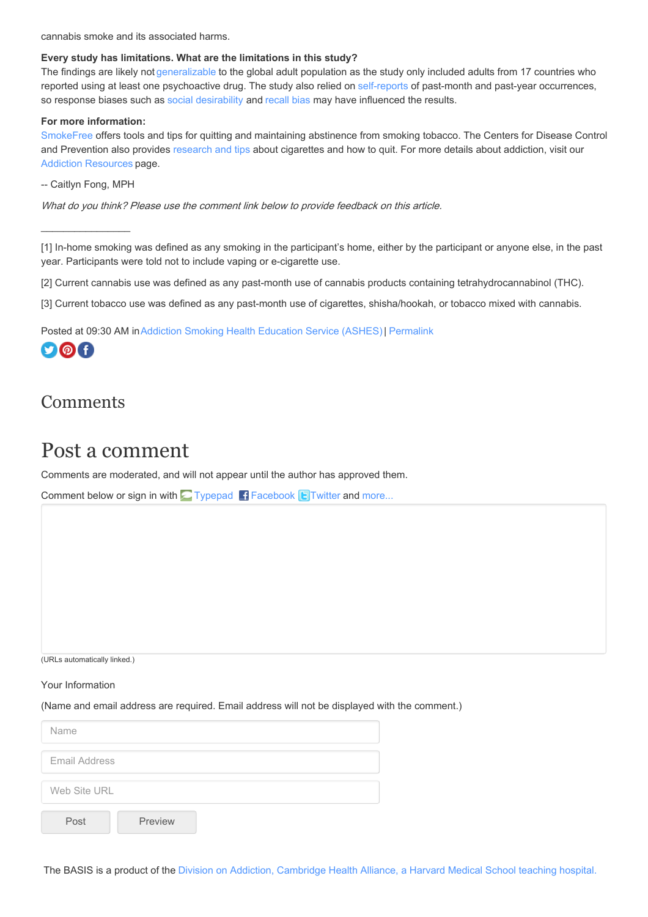cannabis smoke and its associated harms.

**Every study has limitations. What are the limitations in this study?**
The findings are likely not generalizable to the global adult population as the study only included adults from 17 countries who reported using at least one psychoactive drug. The study also relied on self-reports of past-month and past-year occurrences, so response biases such as social desirability and recall bias may have influenced the results.

**For more information:**
SmokeFree offers tools and tips for quitting and maintaining abstinence from smoking tobacco. The Centers for Disease Control and Prevention also provides research and tips about cigarettes and how to quit. For more details about addiction, visit our Addiction Resources page.

-- Caitlyn Fong, MPH

*What do you think? Please use the comment link below to provide feedback on this article.*

________________

[1] In-home smoking was defined as any smoking in the participant's home, either by the participant or anyone else, in the past year. Participants were told not to include vaping or e-cigarette use.

[2] Current cannabis use was defined as any past-month use of cannabis products containing tetrahydrocannabinol (THC).

[3] Current tobacco use was defined as any past-month use of cigarettes, shisha/hookah, or tobacco mixed with cannabis.

Posted at 09:30 AM in Addiction Smoking Health Education Service (ASHES) | Permalink

## Comments

# Post a comment

Comments are moderated, and will not appear until the author has approved them.

Comment below or sign in with Typepad Facebook Twitter and more...

(URLs automatically linked.)

Your Information

(Name and email address are required. Email address will not be displayed with the comment.)

Name

Email Address

Web Site URL

Post Preview

The BASIS is a product of the Division on Addiction, Cambridge Health Alliance, a Harvard Medical School teaching hospital.